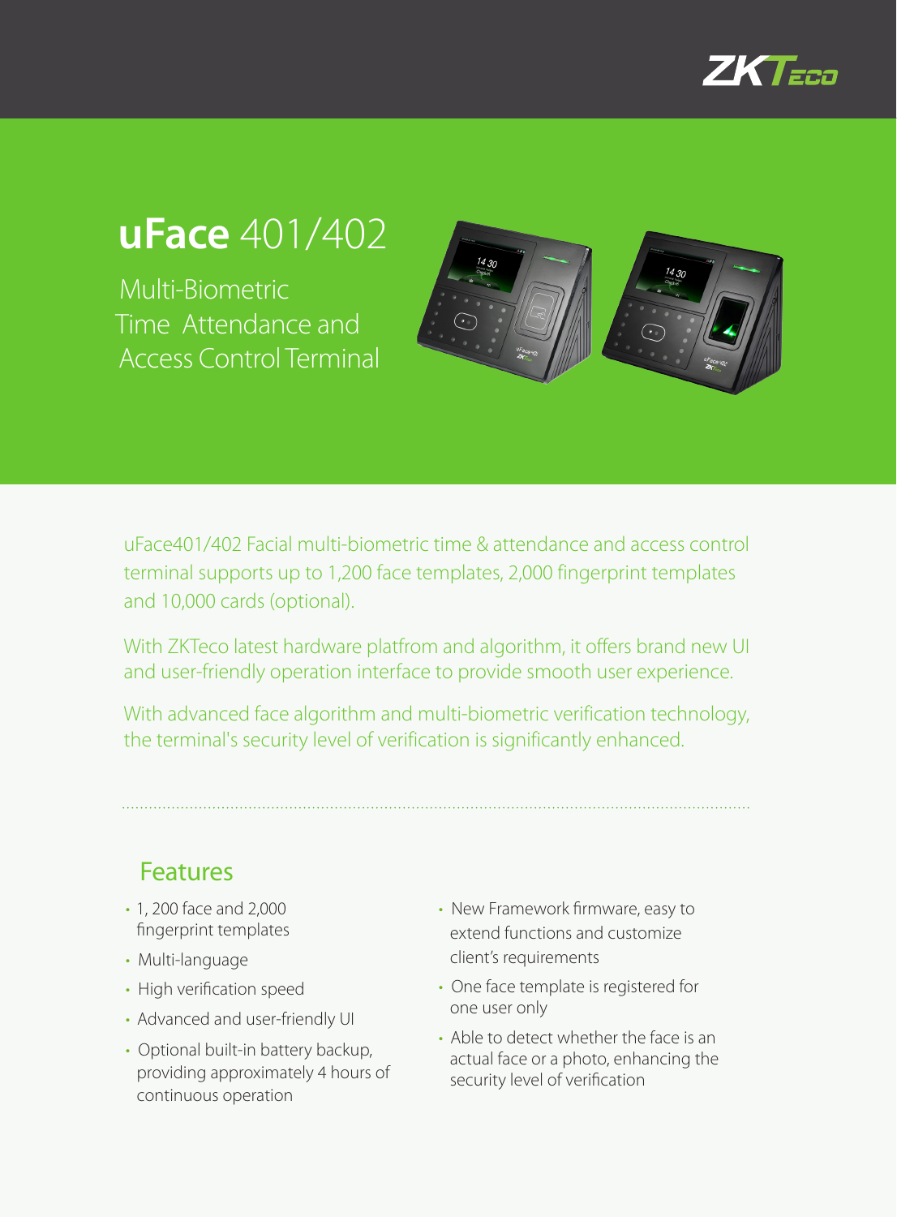# uFace 401/402

Multi-Biometric Time Attendance and Access Control Terminal

uFace401/402 Facial multi-biometric time & attendance and access control terminal supports up to 1,200 face templates, 2,000 fingerprint templates and 10,000 cards (optional).

With ZKTeco latest hardware platfrom and algorithm, it offers brand new UI and user-friendly operation interface to provide smooth user experience.

With advanced face algorithm and multi-biometric verification technology, the terminal's security level of verification is significantly enhanced.

## Features

- 1, 200 face and 2,000 fingerprint templates
- Multi-language
- High verification speed
- Advanced and user-friendly UI
- Optional built-in battery backup, providing approximately 4 hours of continuous operation
- New Framework firmware, easy to extend functions and customize client's requirements
- One face template is registered for one user only
- Able to detect whether the face is an actual face or a photo, enhancing the security level of verification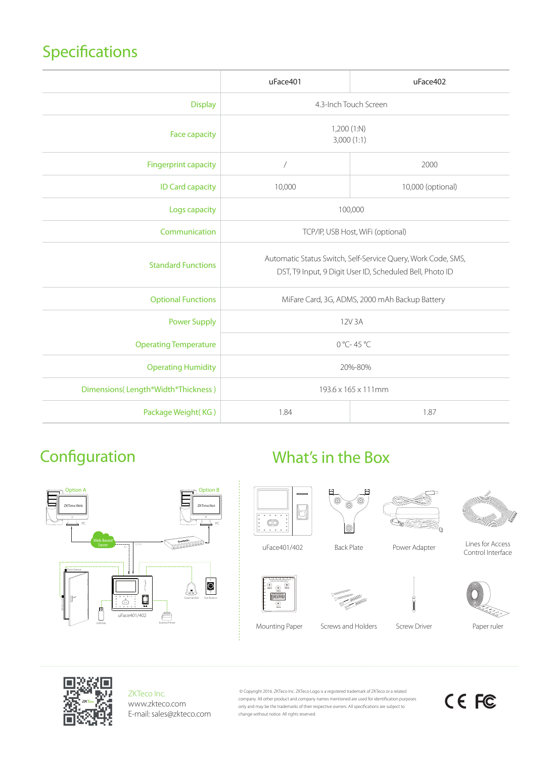## Specifications

| | uFace401 | uFace402 |
|---|---|---|
| Display | 4.3-Inch Touch Screen | |
| Face capacity | 1,200 (1:N)<br>3,000 (1:1) | |
| Fingerprint capacity | / | 2000 |
| ID Card capacity | 10,000 | 10,000 (optional) |
| Logs capacity | 100,000 | |
| Communication | TCP/IP, USB Host, WiFi (optional) | |
| Standard Functions | Automatic Status Switch, Self-Service Query, Work Code, SMS, DST, T9 Input, 9 Digit User ID, Scheduled Bell, Photo ID | |
| Optional Functions | MiFare Card, 3G, ADMS, 2000 mAh Backup Battery | |
| Power Supply | 12V 3A | |
| Operating Temperature | 0 °C- 45 °C | |
| Operating Humidity | 20%-80% | |
| Dimensions( Length*Width*Thickness ) | 193.6 x 165 x 111mm | |
| Package Weight( KG ) | 1.84 | 1.87 |

## Configuration

Option A
ZKTime.Web
PC
Option B
ZKTime.Net
PC
Web Based Sever
Switch
Door Sensor
uFace401/402
USB Disk
External Bell
Exit Button
External Printer

## What's in the Box

uFace401/402

Back Plate

Power Adapter

Lines for Access Control Interface

Mounting Paper

Screws and Holders

Screw Driver

Paper ruler

ZKTeco Inc.
www.zkteco.com
E-mail: sales@zkteco.com

© Copyright 2016. ZKTeco Inc. ZKTeco Logo is a registered trademark of ZKTeco or a related company. All other product and company names mentioned are used for identification purposes only and may be the trademarks of their respective owners. All specifications are subject to change without notice. All rights reserved.